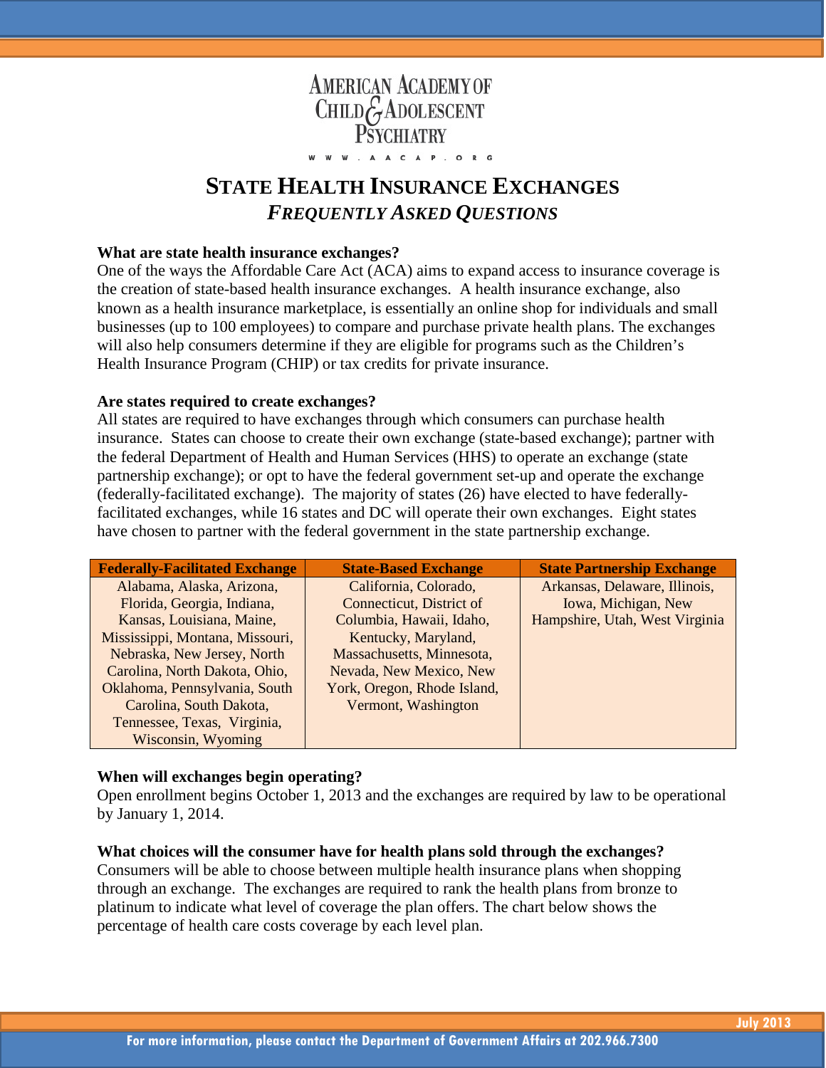AMERICAN ACADEMY OF CHILD & ADOLESCENT PSYCHIATRY

WWW.AACAP.ORG

# STATE HEALTH INSURANCE EXCHANGES

## *FREQUENTLY ASKED QUESTIONS*

**What are state health insurance exchanges?**

One of the ways the Affordable Care Act (ACA) aims to expand access to insurance coverage is the creation of state-based health insurance exchanges. A health insurance exchange, also known as a health insurance marketplace, is essentially an online shop for individuals and small businesses (up to 100 employees) to compare and purchase private health plans. The exchanges will also help consumers determine if they are eligible for programs such as the Children's Health Insurance Program (CHIP) or tax credits for private insurance.

**Are states required to create exchanges?**

All states are required to have exchanges through which consumers can purchase health insurance. States can choose to create their own exchange (state-based exchange); partner with the federal Department of Health and Human Services (HHS) to operate an exchange (state partnership exchange); or opt to have the federal government set-up and operate the exchange (federally-facilitated exchange). The majority of states (26) have elected to have federally-facilitated exchanges, while 16 states and DC will operate their own exchanges. Eight states have chosen to partner with the federal government in the state partnership exchange.

| Federally-Facilitated Exchange | State-Based Exchange | State Partnership Exchange |
|---|---|---|
| Alabama, Alaska, Arizona, Florida, Georgia, Indiana, Kansas, Louisiana, Maine, Mississippi, Montana, Missouri, Nebraska, New Jersey, North Carolina, North Dakota, Ohio, Oklahoma, Pennsylvania, South Carolina, South Dakota, Tennessee, Texas, Virginia, Wisconsin, Wyoming | California, Colorado, Connecticut, District of Columbia, Hawaii, Idaho, Kentucky, Maryland, Massachusetts, Minnesota, Nevada, New Mexico, New York, Oregon, Rhode Island, Vermont, Washington | Arkansas, Delaware, Illinois, Iowa, Michigan, New Hampshire, Utah, West Virginia |

**When will exchanges begin operating?**

Open enrollment begins October 1, 2013 and the exchanges are required by law to be operational by January 1, 2014.

**What choices will the consumer have for health plans sold through the exchanges?**

Consumers will be able to choose between multiple health insurance plans when shopping through an exchange. The exchanges are required to rank the health plans from bronze to platinum to indicate what level of coverage the plan offers. The chart below shows the percentage of health care costs coverage by each level plan.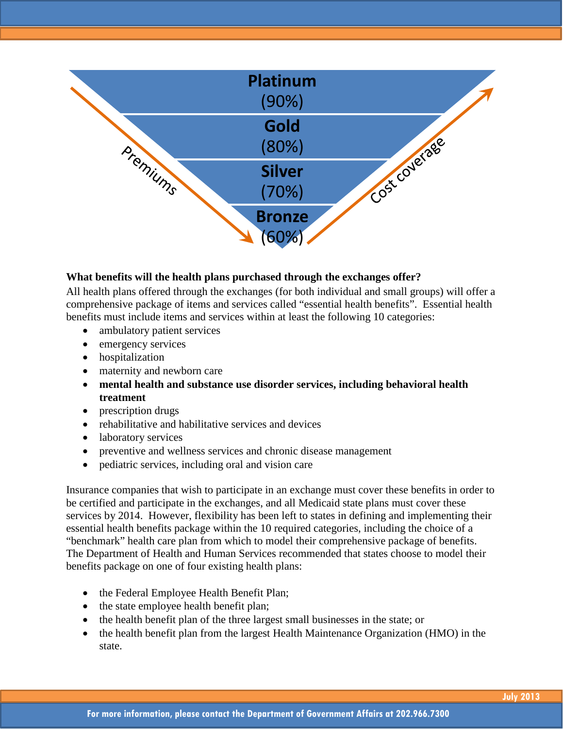Platinum (90%)

Gold (80%)

Silver (70%)

Bronze (60%)

Premiums

Cost coverage

**What benefits will the health plans purchased through the exchanges offer?**

All health plans offered through the exchanges (for both individual and small groups) will offer a comprehensive package of items and services called "essential health benefits". Essential health benefits must include items and services within at least the following 10 categories:

- ambulatory patient services
- emergency services
- hospitalization
- maternity and newborn care
- **mental health and substance use disorder services, including behavioral health treatment**
- prescription drugs
- rehabilitative and habilitative services and devices
- laboratory services
- preventive and wellness services and chronic disease management
- pediatric services, including oral and vision care

Insurance companies that wish to participate in an exchange must cover these benefits in order to be certified and participate in the exchanges, and all Medicaid state plans must cover these services by 2014. However, flexibility has been left to states in defining and implementing their essential health benefits package within the 10 required categories, including the choice of a "benchmark" health care plan from which to model their comprehensive package of benefits. The Department of Health and Human Services recommended that states choose to model their benefits package on one of four existing health plans:

- the Federal Employee Health Benefit Plan;
- the state employee health benefit plan;
- the health benefit plan of the three largest small businesses in the state; or
- the health benefit plan from the largest Health Maintenance Organization (HMO) in the state.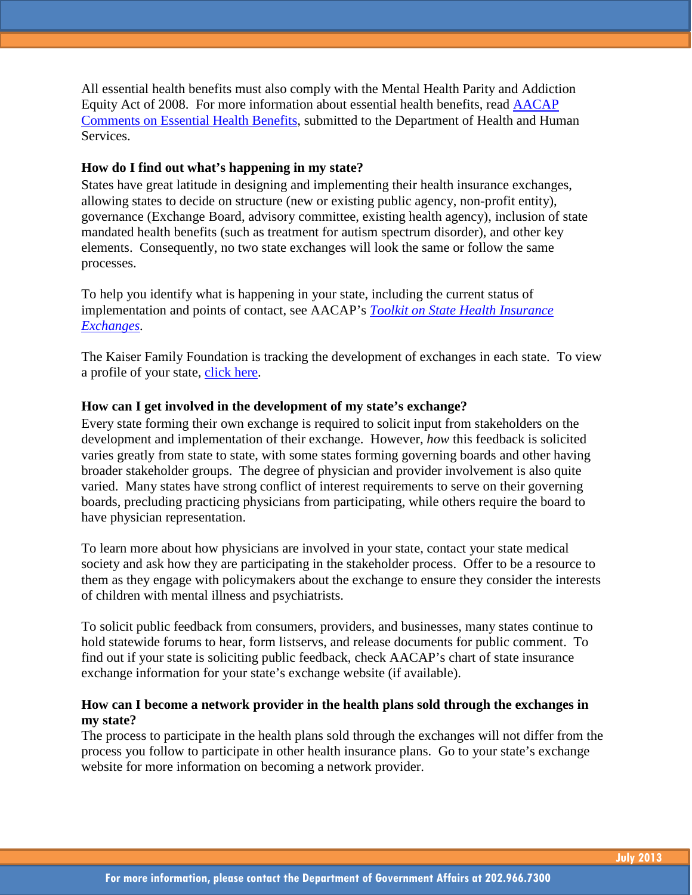All essential health benefits must also comply with the Mental Health Parity and Addiction Equity Act of 2008. For more information about essential health benefits, read AACAP Comments on Essential Health Benefits, submitted to the Department of Health and Human Services.

**How do I find out what's happening in my state?**

States have great latitude in designing and implementing their health insurance exchanges, allowing states to decide on structure (new or existing public agency, non-profit entity), governance (Exchange Board, advisory committee, existing health agency), inclusion of state mandated health benefits (such as treatment for autism spectrum disorder), and other key elements. Consequently, no two state exchanges will look the same or follow the same processes.

To help you identify what is happening in your state, including the current status of implementation and points of contact, see AACAP's *Toolkit on State Health Insurance Exchanges*.

The Kaiser Family Foundation is tracking the development of exchanges in each state. To view a profile of your state, click here.

**How can I get involved in the development of my state's exchange?**

Every state forming their own exchange is required to solicit input from stakeholders on the development and implementation of their exchange. However, *how* this feedback is solicited varies greatly from state to state, with some states forming governing boards and other having broader stakeholder groups. The degree of physician and provider involvement is also quite varied. Many states have strong conflict of interest requirements to serve on their governing boards, precluding practicing physicians from participating, while others require the board to have physician representation.

To learn more about how physicians are involved in your state, contact your state medical society and ask how they are participating in the stakeholder process. Offer to be a resource to them as they engage with policymakers about the exchange to ensure they consider the interests of children with mental illness and psychiatrists.

To solicit public feedback from consumers, providers, and businesses, many states continue to hold statewide forums to hear, form listservs, and release documents for public comment. To find out if your state is soliciting public feedback, check AACAP's chart of state insurance exchange information for your state's exchange website (if available).

**How can I become a network provider in the health plans sold through the exchanges in my state?**

The process to participate in the health plans sold through the exchanges will not differ from the process you follow to participate in other health insurance plans. Go to your state's exchange website for more information on becoming a network provider.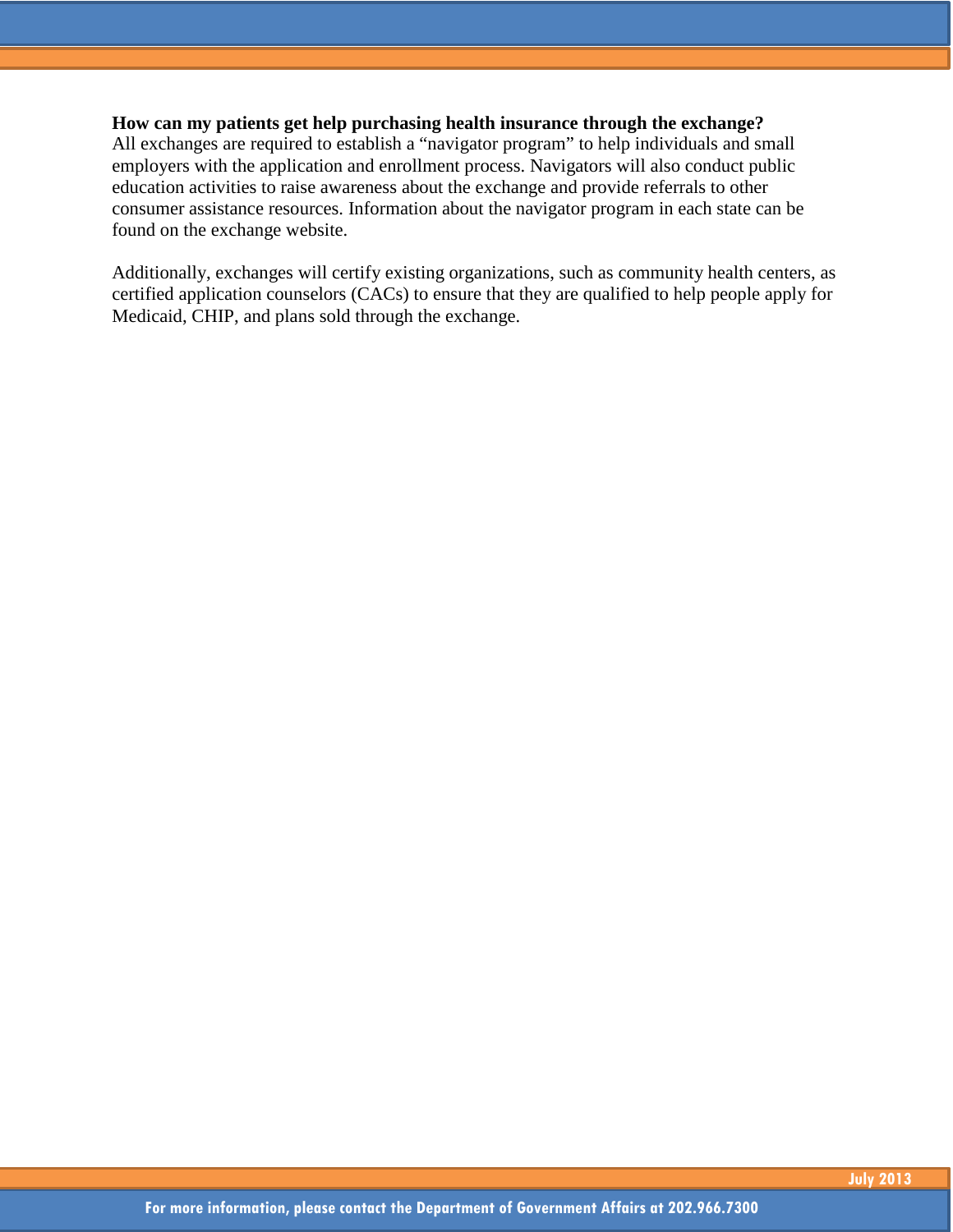**How can my patients get help purchasing health insurance through the exchange?**

All exchanges are required to establish a "navigator program" to help individuals and small employers with the application and enrollment process. Navigators will also conduct public education activities to raise awareness about the exchange and provide referrals to other consumer assistance resources. Information about the navigator program in each state can be found on the exchange website.

Additionally, exchanges will certify existing organizations, such as community health centers, as certified application counselors (CACs) to ensure that they are qualified to help people apply for Medicaid, CHIP, and plans sold through the exchange.